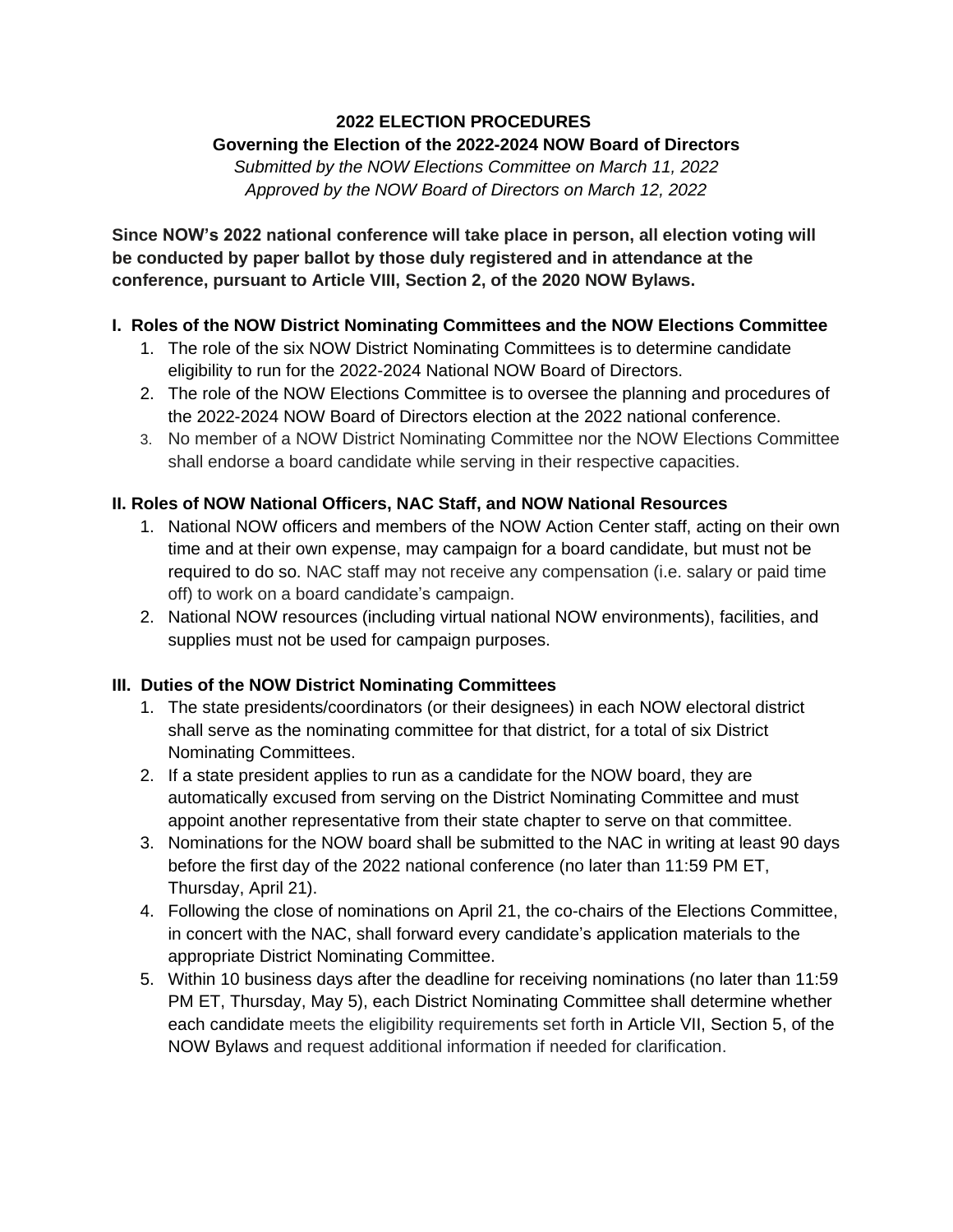**2022 ELECTION PROCEDURES**

**Governing the Election of the 2022-2024 NOW Board of Directors**

*Submitted by the NOW Elections Committee on March 11, 2022*

*Approved by the NOW Board of Directors on March 12, 2022*

**Since NOW's 2022 national conference will take place in person, all election voting will be conducted by paper ballot by those duly registered and in attendance at the conference, pursuant to Article VIII, Section 2, of the 2020 NOW Bylaws.**

## I. Roles of the NOW District Nominating Committees and the NOW Elections Committee

1. The role of the six NOW District Nominating Committees is to determine candidate eligibility to run for the 2022-2024 National NOW Board of Directors.
2. The role of the NOW Elections Committee is to oversee the planning and procedures of the 2022-2024 NOW Board of Directors election at the 2022 national conference.
3. No member of a NOW District Nominating Committee nor the NOW Elections Committee shall endorse a board candidate while serving in their respective capacities.

## II. Roles of NOW National Officers, NAC Staff, and NOW National Resources

1. National NOW officers and members of the NOW Action Center staff, acting on their own time and at their own expense, may campaign for a board candidate, but must not be required to do so. NAC staff may not receive any compensation (i.e. salary or paid time off) to work on a board candidate's campaign.
2. National NOW resources (including virtual national NOW environments), facilities, and supplies must not be used for campaign purposes.

## III. Duties of the NOW District Nominating Committees

1. The state presidents/coordinators (or their designees) in each NOW electoral district shall serve as the nominating committee for that district, for a total of six District Nominating Committees.
2. If a state president applies to run as a candidate for the NOW board, they are automatically excused from serving on the District Nominating Committee and must appoint another representative from their state chapter to serve on that committee.
3. Nominations for the NOW board shall be submitted to the NAC in writing at least 90 days before the first day of the 2022 national conference (no later than 11:59 PM ET, Thursday, April 21).
4. Following the close of nominations on April 21, the co-chairs of the Elections Committee, in concert with the NAC, shall forward every candidate's application materials to the appropriate District Nominating Committee.
5. Within 10 business days after the deadline for receiving nominations (no later than 11:59 PM ET, Thursday, May 5), each District Nominating Committee shall determine whether each candidate meets the eligibility requirements set forth in Article VII, Section 5, of the NOW Bylaws and request additional information if needed for clarification.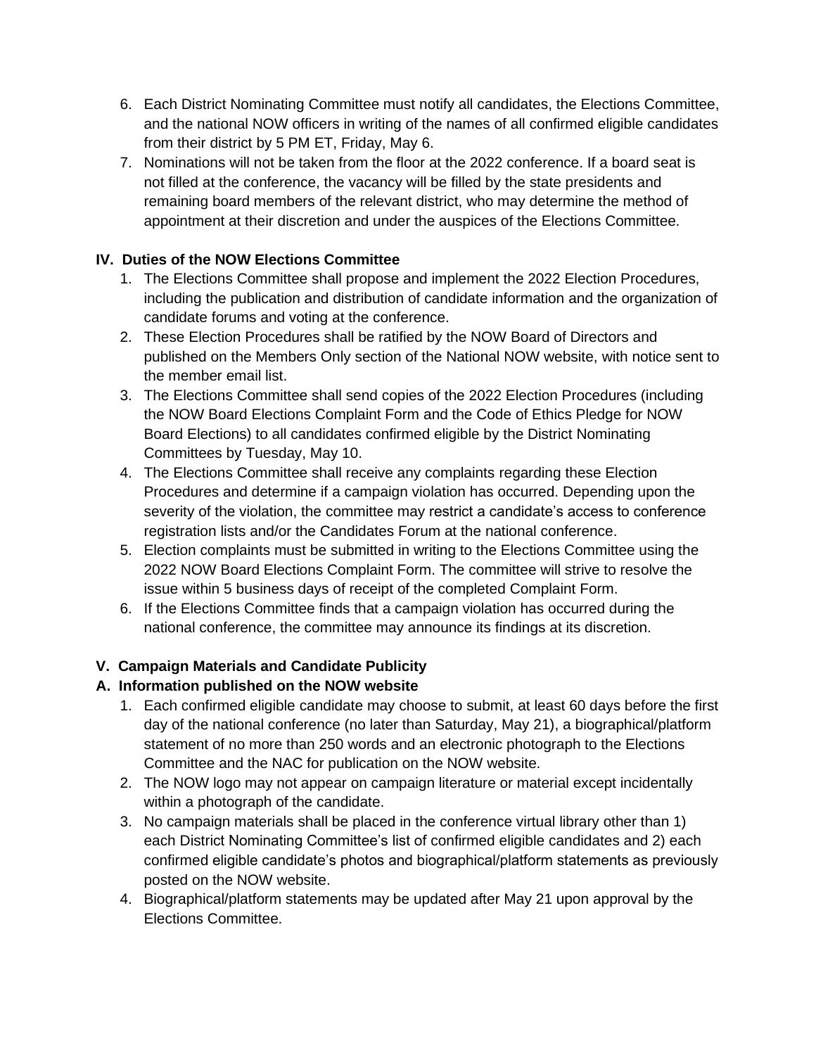6. Each District Nominating Committee must notify all candidates, the Elections Committee, and the national NOW officers in writing of the names of all confirmed eligible candidates from their district by 5 PM ET, Friday, May 6.
7. Nominations will not be taken from the floor at the 2022 conference. If a board seat is not filled at the conference, the vacancy will be filled by the state presidents and remaining board members of the relevant district, who may determine the method of appointment at their discretion and under the auspices of the Elections Committee.

## IV. Duties of the NOW Elections Committee

1. The Elections Committee shall propose and implement the 2022 Election Procedures, including the publication and distribution of candidate information and the organization of candidate forums and voting at the conference.
2. These Election Procedures shall be ratified by the NOW Board of Directors and published on the Members Only section of the National NOW website, with notice sent to the member email list.
3. The Elections Committee shall send copies of the 2022 Election Procedures (including the NOW Board Elections Complaint Form and the Code of Ethics Pledge for NOW Board Elections) to all candidates confirmed eligible by the District Nominating Committees by Tuesday, May 10.
4. The Elections Committee shall receive any complaints regarding these Election Procedures and determine if a campaign violation has occurred. Depending upon the severity of the violation, the committee may restrict a candidate's access to conference registration lists and/or the Candidates Forum at the national conference.
5. Election complaints must be submitted in writing to the Elections Committee using the 2022 NOW Board Elections Complaint Form. The committee will strive to resolve the issue within 5 business days of receipt of the completed Complaint Form.
6. If the Elections Committee finds that a campaign violation has occurred during the national conference, the committee may announce its findings at its discretion.

## V. Campaign Materials and Candidate Publicity

### A. Information published on the NOW website

1. Each confirmed eligible candidate may choose to submit, at least 60 days before the first day of the national conference (no later than Saturday, May 21), a biographical/platform statement of no more than 250 words and an electronic photograph to the Elections Committee and the NAC for publication on the NOW website.
2. The NOW logo may not appear on campaign literature or material except incidentally within a photograph of the candidate.
3. No campaign materials shall be placed in the conference virtual library other than 1) each District Nominating Committee's list of confirmed eligible candidates and 2) each confirmed eligible candidate's photos and biographical/platform statements as previously posted on the NOW website.
4. Biographical/platform statements may be updated after May 21 upon approval by the Elections Committee.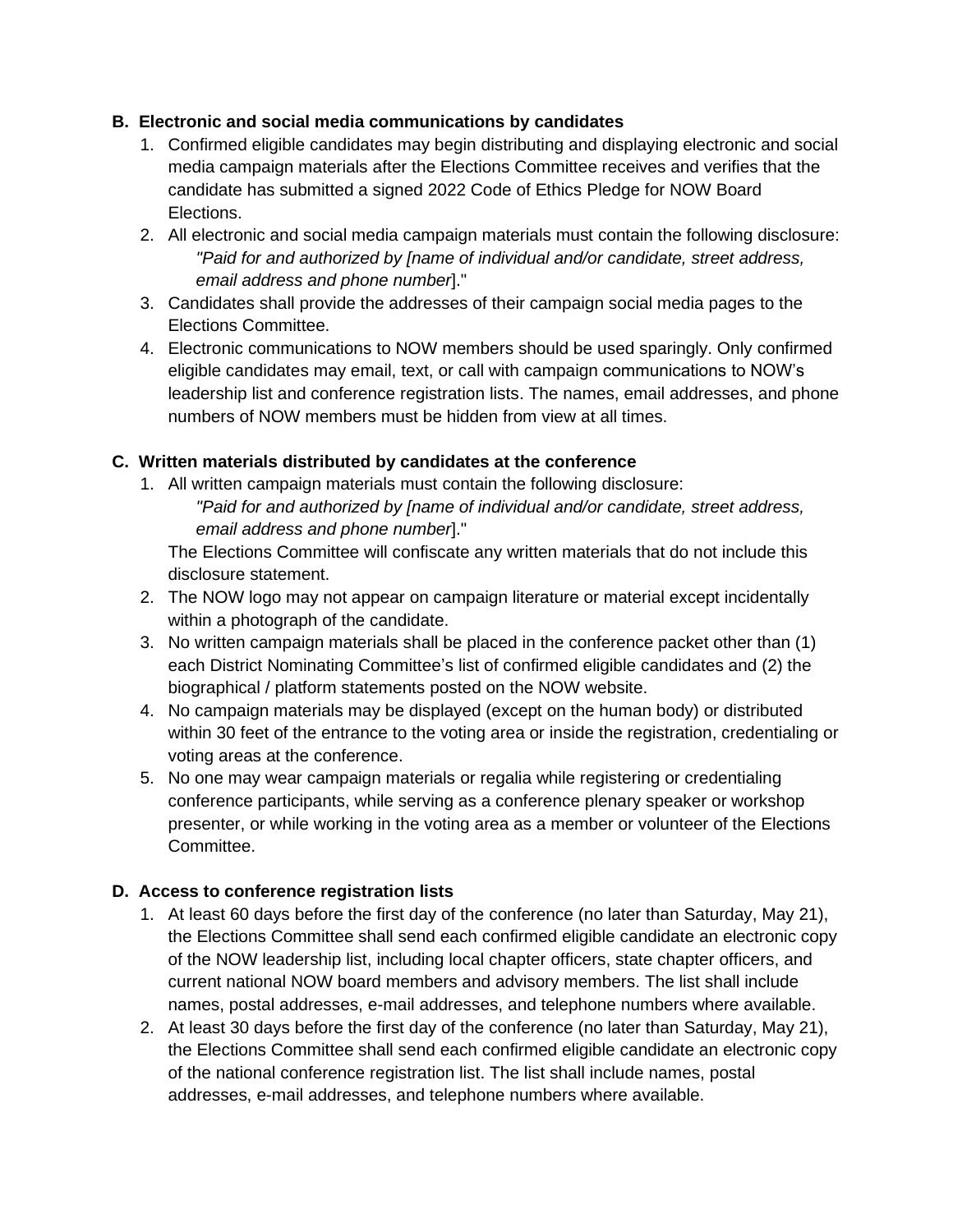**B. Electronic and social media communications by candidates**

1. Confirmed eligible candidates may begin distributing and displaying electronic and social media campaign materials after the Elections Committee receives and verifies that the candidate has submitted a signed 2022 Code of Ethics Pledge for NOW Board Elections.
2. All electronic and social media campaign materials must contain the following disclosure:
   *"Paid for and authorized by [name of individual and/or candidate, street address, email address and phone number]."*
3. Candidates shall provide the addresses of their campaign social media pages to the Elections Committee.
4. Electronic communications to NOW members should be used sparingly. Only confirmed eligible candidates may email, text, or call with campaign communications to NOW's leadership list and conference registration lists. The names, email addresses, and phone numbers of NOW members must be hidden from view at all times.

**C. Written materials distributed by candidates at the conference**

1. All written campaign materials must contain the following disclosure:
   *"Paid for and authorized by [name of individual and/or candidate, street address, email address and phone number]."*
   The Elections Committee will confiscate any written materials that do not include this disclosure statement.
2. The NOW logo may not appear on campaign literature or material except incidentally within a photograph of the candidate.
3. No written campaign materials shall be placed in the conference packet other than (1) each District Nominating Committee's list of confirmed eligible candidates and (2) the biographical / platform statements posted on the NOW website.
4. No campaign materials may be displayed (except on the human body) or distributed within 30 feet of the entrance to the voting area or inside the registration, credentialing or voting areas at the conference.
5. No one may wear campaign materials or regalia while registering or credentialing conference participants, while serving as a conference plenary speaker or workshop presenter, or while working in the voting area as a member or volunteer of the Elections Committee.

**D. Access to conference registration lists**

1. At least 60 days before the first day of the conference (no later than Saturday, May 21), the Elections Committee shall send each confirmed eligible candidate an electronic copy of the NOW leadership list, including local chapter officers, state chapter officers, and current national NOW board members and advisory members. The list shall include names, postal addresses, e-mail addresses, and telephone numbers where available.
2. At least 30 days before the first day of the conference (no later than Saturday, May 21), the Elections Committee shall send each confirmed eligible candidate an electronic copy of the national conference registration list. The list shall include names, postal addresses, e-mail addresses, and telephone numbers where available.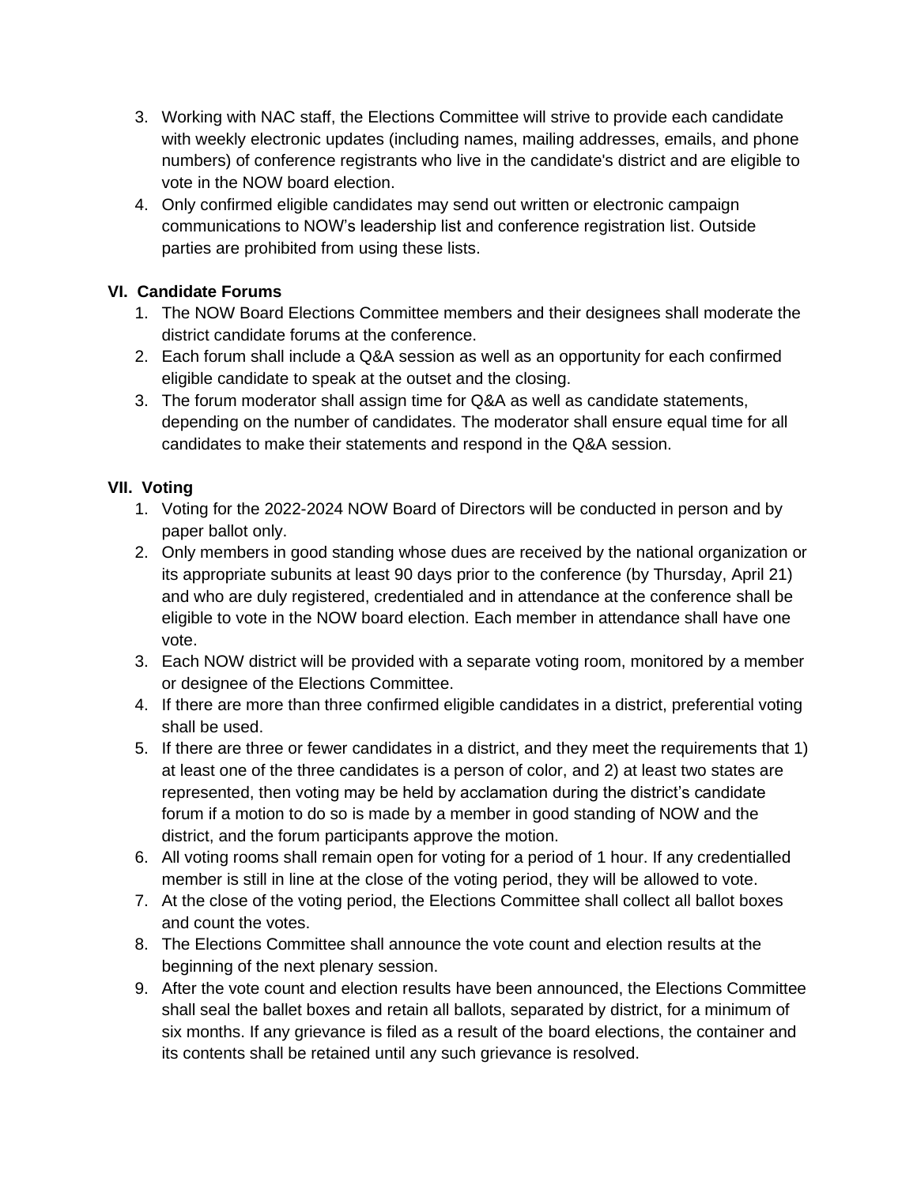3. Working with NAC staff, the Elections Committee will strive to provide each candidate with weekly electronic updates (including names, mailing addresses, emails, and phone numbers) of conference registrants who live in the candidate's district and are eligible to vote in the NOW board election.
4. Only confirmed eligible candidates may send out written or electronic campaign communications to NOW's leadership list and conference registration list. Outside parties are prohibited from using these lists.

### VI. Candidate Forums

1. The NOW Board Elections Committee members and their designees shall moderate the district candidate forums at the conference.
2. Each forum shall include a Q&A session as well as an opportunity for each confirmed eligible candidate to speak at the outset and the closing.
3. The forum moderator shall assign time for Q&A as well as candidate statements, depending on the number of candidates. The moderator shall ensure equal time for all candidates to make their statements and respond in the Q&A session.

### VII. Voting

1. Voting for the 2022-2024 NOW Board of Directors will be conducted in person and by paper ballot only.
2. Only members in good standing whose dues are received by the national organization or its appropriate subunits at least 90 days prior to the conference (by Thursday, April 21) and who are duly registered, credentialed and in attendance at the conference shall be eligible to vote in the NOW board election. Each member in attendance shall have one vote.
3. Each NOW district will be provided with a separate voting room, monitored by a member or designee of the Elections Committee.
4. If there are more than three confirmed eligible candidates in a district, preferential voting shall be used.
5. If there are three or fewer candidates in a district, and they meet the requirements that 1) at least one of the three candidates is a person of color, and 2) at least two states are represented, then voting may be held by acclamation during the district's candidate forum if a motion to do so is made by a member in good standing of NOW and the district, and the forum participants approve the motion.
6. All voting rooms shall remain open for voting for a period of 1 hour. If any credentialled member is still in line at the close of the voting period, they will be allowed to vote.
7. At the close of the voting period, the Elections Committee shall collect all ballot boxes and count the votes.
8. The Elections Committee shall announce the vote count and election results at the beginning of the next plenary session.
9. After the vote count and election results have been announced, the Elections Committee shall seal the ballet boxes and retain all ballots, separated by district, for a minimum of six months. If any grievance is filed as a result of the board elections, the container and its contents shall be retained until any such grievance is resolved.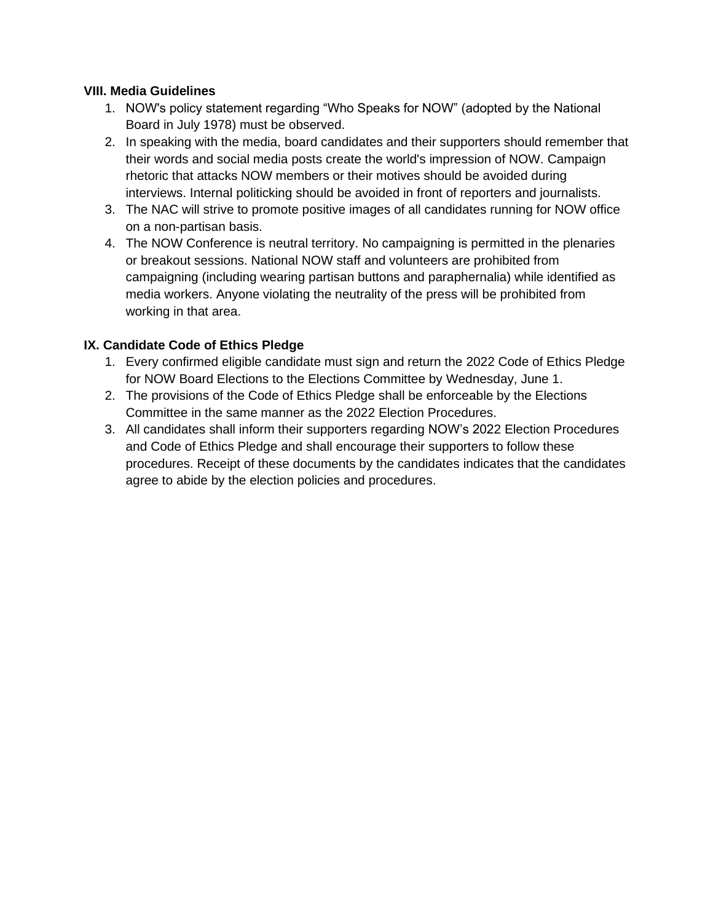**VIII. Media Guidelines**

1. NOW's policy statement regarding “Who Speaks for NOW” (adopted by the National Board in July 1978) must be observed.
2. In speaking with the media, board candidates and their supporters should remember that their words and social media posts create the world's impression of NOW. Campaign rhetoric that attacks NOW members or their motives should be avoided during interviews. Internal politicking should be avoided in front of reporters and journalists.
3. The NAC will strive to promote positive images of all candidates running for NOW office on a non-partisan basis.
4. The NOW Conference is neutral territory. No campaigning is permitted in the plenaries or breakout sessions. National NOW staff and volunteers are prohibited from campaigning (including wearing partisan buttons and paraphernalia) while identified as media workers. Anyone violating the neutrality of the press will be prohibited from working in that area.

**IX. Candidate Code of Ethics Pledge**

1. Every confirmed eligible candidate must sign and return the 2022 Code of Ethics Pledge for NOW Board Elections to the Elections Committee by Wednesday, June 1.
2. The provisions of the Code of Ethics Pledge shall be enforceable by the Elections Committee in the same manner as the 2022 Election Procedures.
3. All candidates shall inform their supporters regarding NOW’s 2022 Election Procedures and Code of Ethics Pledge and shall encourage their supporters to follow these procedures. Receipt of these documents by the candidates indicates that the candidates agree to abide by the election policies and procedures.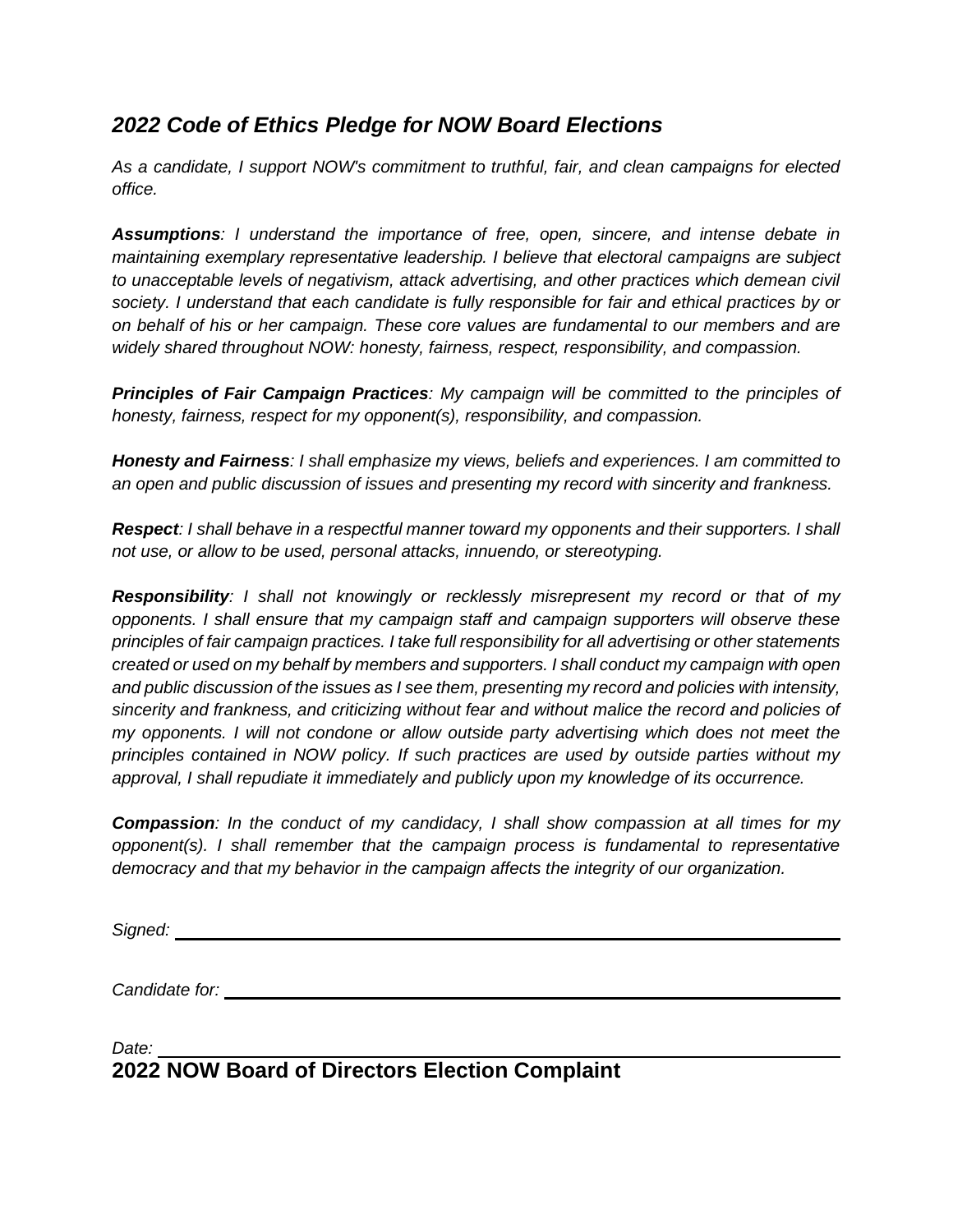## *2022 Code of Ethics Pledge for NOW Board Elections*

*As a candidate, I support NOW's commitment to truthful, fair, and clean campaigns for elected office.*

***Assumptions**: I understand the importance of free, open, sincere, and intense debate in maintaining exemplary representative leadership. I believe that electoral campaigns are subject to unacceptable levels of negativism, attack advertising, and other practices which demean civil society. I understand that each candidate is fully responsible for fair and ethical practices by or on behalf of his or her campaign. These core values are fundamental to our members and are widely shared throughout NOW: honesty, fairness, respect, responsibility, and compassion.*

***Principles of Fair Campaign Practices**: My campaign will be committed to the principles of honesty, fairness, respect for my opponent(s), responsibility, and compassion.*

***Honesty and Fairness**: I shall emphasize my views, beliefs and experiences. I am committed to an open and public discussion of issues and presenting my record with sincerity and frankness.*

***Respect**: I shall behave in a respectful manner toward my opponents and their supporters. I shall not use, or allow to be used, personal attacks, innuendo, or stereotyping.*

***Responsibility**: I shall not knowingly or recklessly misrepresent my record or that of my opponents. I shall ensure that my campaign staff and campaign supporters will observe these principles of fair campaign practices. I take full responsibility for all advertising or other statements created or used on my behalf by members and supporters. I shall conduct my campaign with open and public discussion of the issues as I see them, presenting my record and policies with intensity, sincerity and frankness, and criticizing without fear and without malice the record and policies of my opponents. I will not condone or allow outside party advertising which does not meet the principles contained in NOW policy. If such practices are used by outside parties without my approval, I shall repudiate it immediately and publicly upon my knowledge of its occurrence.*

***Compassion**: In the conduct of my candidacy, I shall show compassion at all times for my opponent(s). I shall remember that the campaign process is fundamental to representative democracy and that my behavior in the campaign affects the integrity of our organization.*

*Signed:* ______________________________

*Candidate for:* ______________________________

*Date:* ______________________________

## 2022 NOW Board of Directors Election Complaint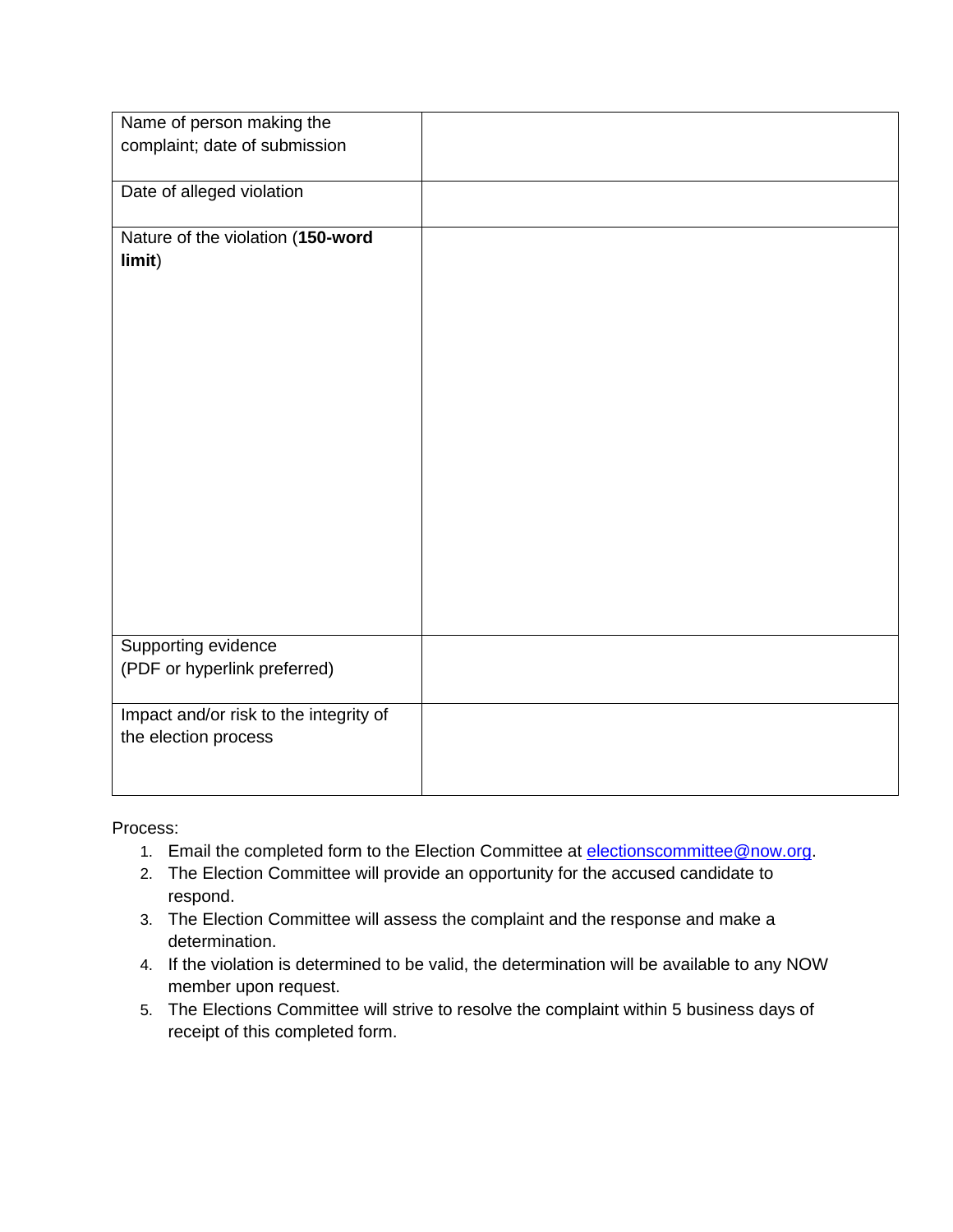| | |
|---|---|
| Name of person making the complaint; date of submission | |
| Date of alleged violation | |
| Nature of the violation (**150-word limit**) | |
| Supporting evidence (PDF or hyperlink preferred) | |
| Impact and/or risk to the integrity of the election process | |

Process:

1. Email the completed form to the Election Committee at electionscommittee@now.org.
2. The Election Committee will provide an opportunity for the accused candidate to respond.
3. The Election Committee will assess the complaint and the response and make a determination.
4. If the violation is determined to be valid, the determination will be available to any NOW member upon request.
5. The Elections Committee will strive to resolve the complaint within 5 business days of receipt of this completed form.